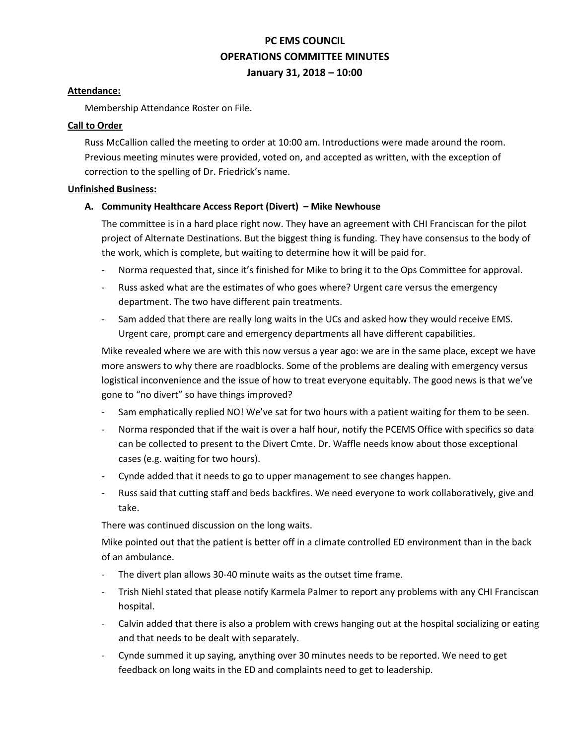# PC EMS COUNCIL
# OPERATIONS COMMITTEE MINUTES
# January 31, 2018 – 10:00

**Attendance:**

Membership Attendance Roster on File.

**Call to Order**

Russ McCallion called the meeting to order at 10:00 am. Introductions were made around the room. Previous meeting minutes were provided, voted on, and accepted as written, with the exception of correction to the spelling of Dr. Friedrick's name.

**Unfinished Business:**

**A. Community Healthcare Access Report (Divert) – Mike Newhouse**

The committee is in a hard place right now. They have an agreement with CHI Franciscan for the pilot project of Alternate Destinations. But the biggest thing is funding. They have consensus to the body of the work, which is complete, but waiting to determine how it will be paid for.

- Norma requested that, since it's finished for Mike to bring it to the Ops Committee for approval.
- Russ asked what are the estimates of who goes where? Urgent care versus the emergency department. The two have different pain treatments.
- Sam added that there are really long waits in the UCs and asked how they would receive EMS. Urgent care, prompt care and emergency departments all have different capabilities.

Mike revealed where we are with this now versus a year ago: we are in the same place, except we have more answers to why there are roadblocks. Some of the problems are dealing with emergency versus logistical inconvenience and the issue of how to treat everyone equitably. The good news is that we've gone to "no divert" so have things improved?

- Sam emphatically replied NO! We've sat for two hours with a patient waiting for them to be seen.
- Norma responded that if the wait is over a half hour, notify the PCEMS Office with specifics so data can be collected to present to the Divert Cmte. Dr. Waffle needs know about those exceptional cases (e.g. waiting for two hours).
- Cynde added that it needs to go to upper management to see changes happen.
- Russ said that cutting staff and beds backfires. We need everyone to work collaboratively, give and take.

There was continued discussion on the long waits.

Mike pointed out that the patient is better off in a climate controlled ED environment than in the back of an ambulance.

- The divert plan allows 30-40 minute waits as the outset time frame.
- Trish Niehl stated that please notify Karmela Palmer to report any problems with any CHI Franciscan hospital.
- Calvin added that there is also a problem with crews hanging out at the hospital socializing or eating and that needs to be dealt with separately.
- Cynde summed it up saying, anything over 30 minutes needs to be reported. We need to get feedback on long waits in the ED and complaints need to get to leadership.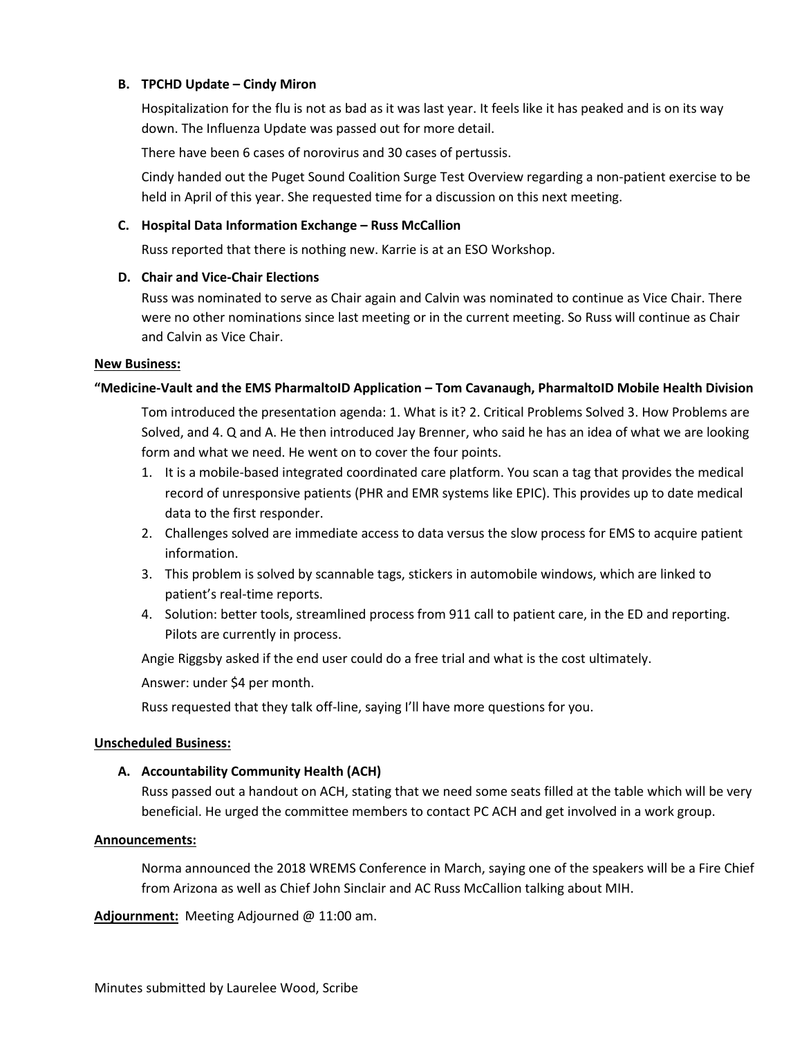**B. TPCHD Update – Cindy Miron**

Hospitalization for the flu is not as bad as it was last year. It feels like it has peaked and is on its way down. The Influenza Update was passed out for more detail.

There have been 6 cases of norovirus and 30 cases of pertussis.

Cindy handed out the Puget Sound Coalition Surge Test Overview regarding a non-patient exercise to be held in April of this year. She requested time for a discussion on this next meeting.

**C. Hospital Data Information Exchange – Russ McCallion**

Russ reported that there is nothing new. Karrie is at an ESO Workshop.

**D. Chair and Vice-Chair Elections**

Russ was nominated to serve as Chair again and Calvin was nominated to continue as Vice Chair. There were no other nominations since last meeting or in the current meeting. So Russ will continue as Chair and Calvin as Vice Chair.

**New Business:**

**"Medicine-Vault and the EMS PharmaltoID Application – Tom Cavanaugh, PharmaltoID Mobile Health Division**

Tom introduced the presentation agenda: 1. What is it? 2. Critical Problems Solved 3. How Problems are Solved, and 4. Q and A. He then introduced Jay Brenner, who said he has an idea of what we are looking form and what we need. He went on to cover the four points.

1. It is a mobile-based integrated coordinated care platform. You scan a tag that provides the medical record of unresponsive patients (PHR and EMR systems like EPIC). This provides up to date medical data to the first responder.
2. Challenges solved are immediate access to data versus the slow process for EMS to acquire patient information.
3. This problem is solved by scannable tags, stickers in automobile windows, which are linked to patient's real-time reports.
4. Solution: better tools, streamlined process from 911 call to patient care, in the ED and reporting. Pilots are currently in process.

Angie Riggsby asked if the end user could do a free trial and what is the cost ultimately.

Answer: under $4 per month.

Russ requested that they talk off-line, saying I'll have more questions for you.

**Unscheduled Business:**

**A. Accountability Community Health (ACH)**

Russ passed out a handout on ACH, stating that we need some seats filled at the table which will be very beneficial. He urged the committee members to contact PC ACH and get involved in a work group.

**Announcements:**

Norma announced the 2018 WREMS Conference in March, saying one of the speakers will be a Fire Chief from Arizona as well as Chief John Sinclair and AC Russ McCallion talking about MIH.

**Adjournment:** Meeting Adjourned @ 11:00 am.

Minutes submitted by Laurelee Wood, Scribe